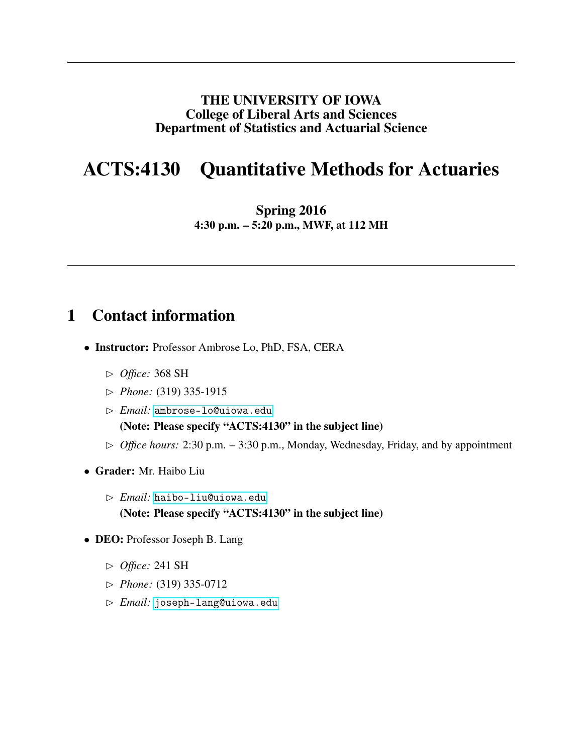**THE UNIVERSITY OF IOWA**
**College of Liberal Arts and Sciences**
**Department of Statistics and Actuarial Science**

# ACTS:4130 Quantitative Methods for Actuaries

**Spring 2016**
**4:30 p.m. – 5:20 p.m., MWF, at 112 MH**

---

## 1 Contact information

- **Instructor:** Professor Ambrose Lo, PhD, FSA, CERA
  - ▷ *Office:* 368 SH
  - ▷ *Phone:* (319) 335-1915
  - ▷ *Email:* ambrose-lo@uiowa.edu
    **(Note: Please specify "ACTS:4130" in the subject line)**
  - ▷ *Office hours:* 2:30 p.m. – 3:30 p.m., Monday, Wednesday, Friday, and by appointment
- **Grader:** Mr. Haibo Liu
  - ▷ *Email:* haibo-liu@uiowa.edu
    **(Note: Please specify "ACTS:4130" in the subject line)**
- **DEO:** Professor Joseph B. Lang
  - ▷ *Office:* 241 SH
  - ▷ *Phone:* (319) 335-0712
  - ▷ *Email:* joseph-lang@uiowa.edu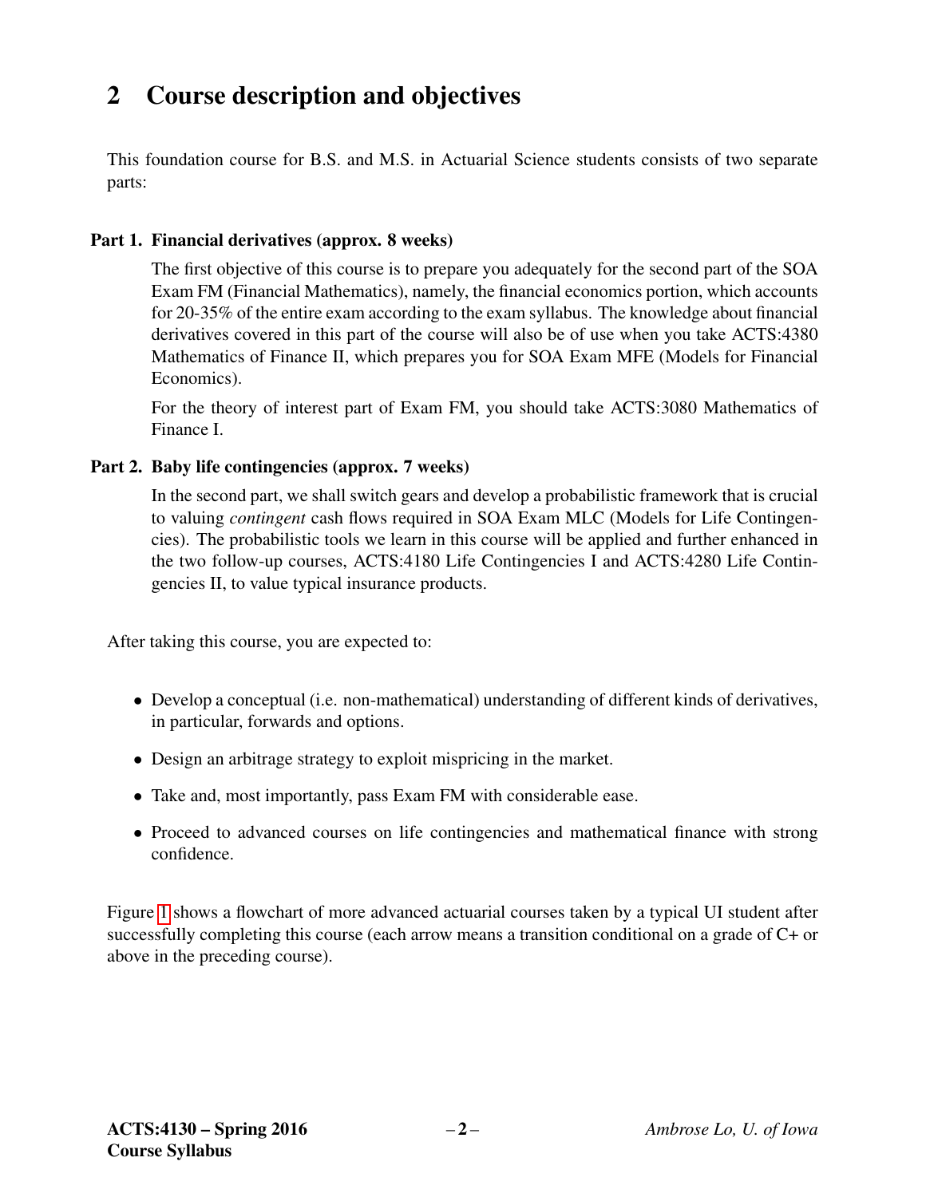## 2 Course description and objectives

This foundation course for B.S. and M.S. in Actuarial Science students consists of two separate parts:

**Part 1. Financial derivatives (approx. 8 weeks)**

The first objective of this course is to prepare you adequately for the second part of the SOA Exam FM (Financial Mathematics), namely, the financial economics portion, which accounts for 20-35% of the entire exam according to the exam syllabus. The knowledge about financial derivatives covered in this part of the course will also be of use when you take ACTS:4380 Mathematics of Finance II, which prepares you for SOA Exam MFE (Models for Financial Economics).

For the theory of interest part of Exam FM, you should take ACTS:3080 Mathematics of Finance I.

**Part 2. Baby life contingencies (approx. 7 weeks)**

In the second part, we shall switch gears and develop a probabilistic framework that is crucial to valuing *contingent* cash flows required in SOA Exam MLC (Models for Life Contingencies). The probabilistic tools we learn in this course will be applied and further enhanced in the two follow-up courses, ACTS:4180 Life Contingencies I and ACTS:4280 Life Contingencies II, to value typical insurance products.

After taking this course, you are expected to:

- Develop a conceptual (i.e. non-mathematical) understanding of different kinds of derivatives, in particular, forwards and options.
- Design an arbitrage strategy to exploit mispricing in the market.
- Take and, most importantly, pass Exam FM with considerable ease.
- Proceed to advanced courses on life contingencies and mathematical finance with strong confidence.

Figure 1 shows a flowchart of more advanced actuarial courses taken by a typical UI student after successfully completing this course (each arrow means a transition conditional on a grade of C+ or above in the preceding course).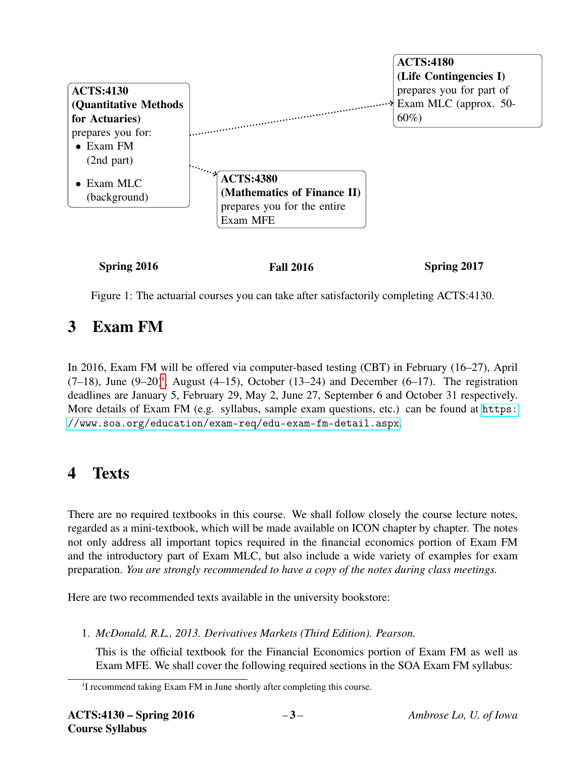**ACTS:4130 (Quantitative Methods for Actuaries)**
prepares you for:

- Exam FM (2nd part)
- Exam MLC (background)

**ACTS:4380 (Mathematics of Finance II)**
prepares you for the entire Exam MFE

**ACTS:4180 (Life Contingencies I)**
prepares you for part of Exam MLC (approx. 50-60%)

**Spring 2016** **Fall 2016** **Spring 2017**

Figure 1: The actuarial courses you can take after satisfactorily completing ACTS:4130.

# 3 Exam FM

In 2016, Exam FM will be offered via computer-based testing (CBT) in February (16–27), April (7–18), June (9–20)[i], August (4–15), October (13–24) and December (6–17). The registration deadlines are January 5, February 29, May 2, June 27, September 6 and October 31 respectively. More details of Exam FM (e.g. syllabus, sample exam questions, etc.) can be found at `https://www.soa.org/education/exam-req/edu-exam-fm-detail.aspx`.

# 4 Texts

There are no required textbooks in this course. We shall follow closely the course lecture notes, regarded as a mini-textbook, which will be made available on ICON chapter by chapter. The notes not only address all important topics required in the financial economics portion of Exam FM and the introductory part of Exam MLC, but also include a wide variety of examples for exam preparation. *You are strongly recommended to have a copy of the notes during class meetings.*

Here are two recommended texts available in the university bookstore:

1. *McDonald, R.L., 2013. Derivatives Markets (Third Edition). Pearson.*

   This is the official textbook for the Financial Economics portion of Exam FM as well as Exam MFE. We shall cover the following required sections in the SOA Exam FM syllabus:

[i] I recommend taking Exam FM in June shortly after completing this course.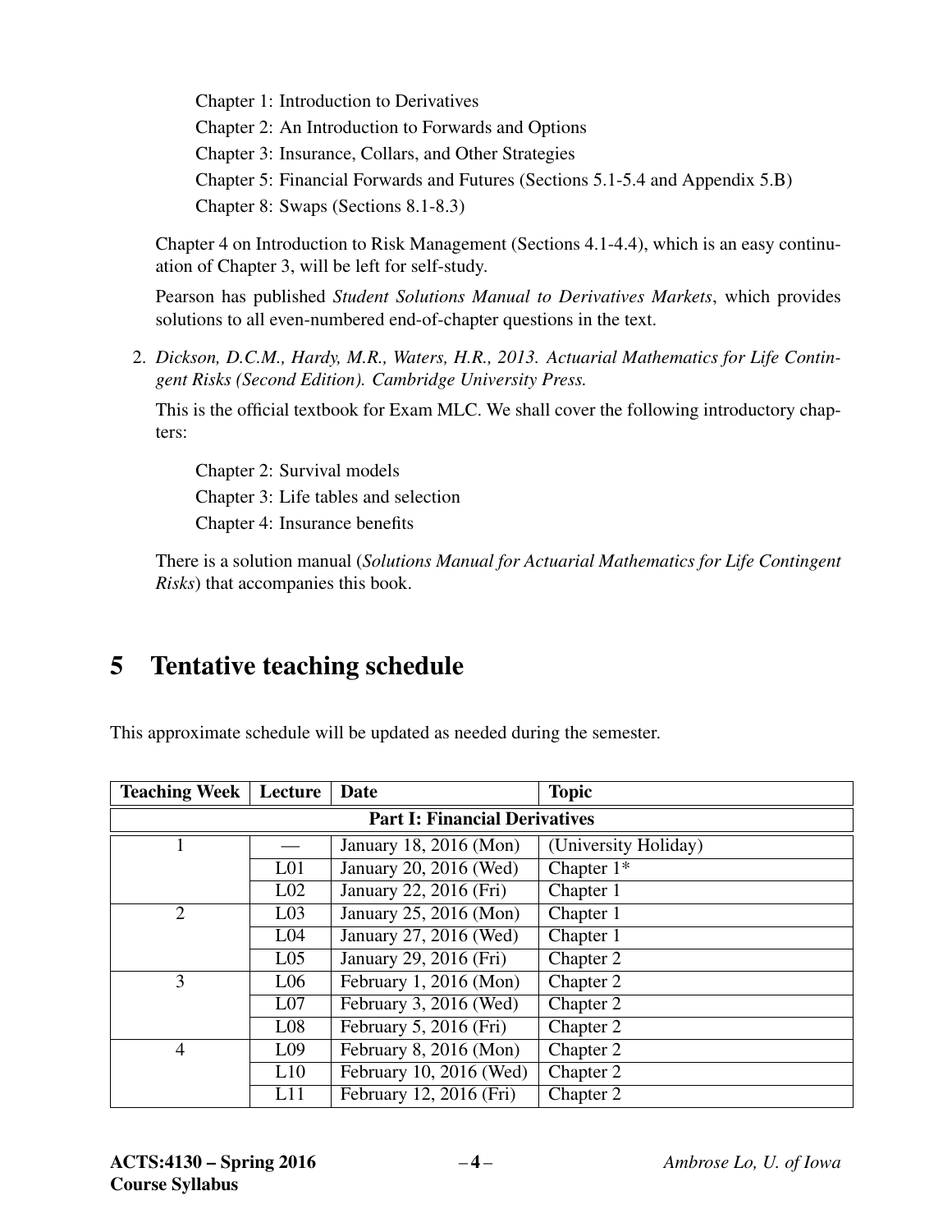Chapter 1: Introduction to Derivatives

Chapter 2: An Introduction to Forwards and Options

Chapter 3: Insurance, Collars, and Other Strategies

Chapter 5: Financial Forwards and Futures (Sections 5.1-5.4 and Appendix 5.B)

Chapter 8: Swaps (Sections 8.1-8.3)

Chapter 4 on Introduction to Risk Management (Sections 4.1-4.4), which is an easy continuation of Chapter 3, will be left for self-study.

Pearson has published *Student Solutions Manual to Derivatives Markets*, which provides solutions to all even-numbered end-of-chapter questions in the text.

2. *Dickson, D.C.M., Hardy, M.R., Waters, H.R., 2013. Actuarial Mathematics for Life Contingent Risks (Second Edition). Cambridge University Press.*

   This is the official textbook for Exam MLC. We shall cover the following introductory chapters:

   Chapter 2: Survival models

   Chapter 3: Life tables and selection

   Chapter 4: Insurance benefits

   There is a solution manual (*Solutions Manual for Actuarial Mathematics for Life Contingent Risks*) that accompanies this book.

## 5 Tentative teaching schedule

This approximate schedule will be updated as needed during the semester.

| Teaching Week | Lecture | Date | Topic |
|---|---|---|---|
| **Part I: Financial Derivatives** | | | |
| 1 | — | January 18, 2016 (Mon) | (University Holiday) |
| | L01 | January 20, 2016 (Wed) | Chapter 1* |
| | L02 | January 22, 2016 (Fri) | Chapter 1 |
| 2 | L03 | January 25, 2016 (Mon) | Chapter 1 |
| | L04 | January 27, 2016 (Wed) | Chapter 1 |
| | L05 | January 29, 2016 (Fri) | Chapter 2 |
| 3 | L06 | February 1, 2016 (Mon) | Chapter 2 |
| | L07 | February 3, 2016 (Wed) | Chapter 2 |
| | L08 | February 5, 2016 (Fri) | Chapter 2 |
| 4 | L09 | February 8, 2016 (Mon) | Chapter 2 |
| | L10 | February 10, 2016 (Wed) | Chapter 2 |
| | L11 | February 12, 2016 (Fri) | Chapter 2 |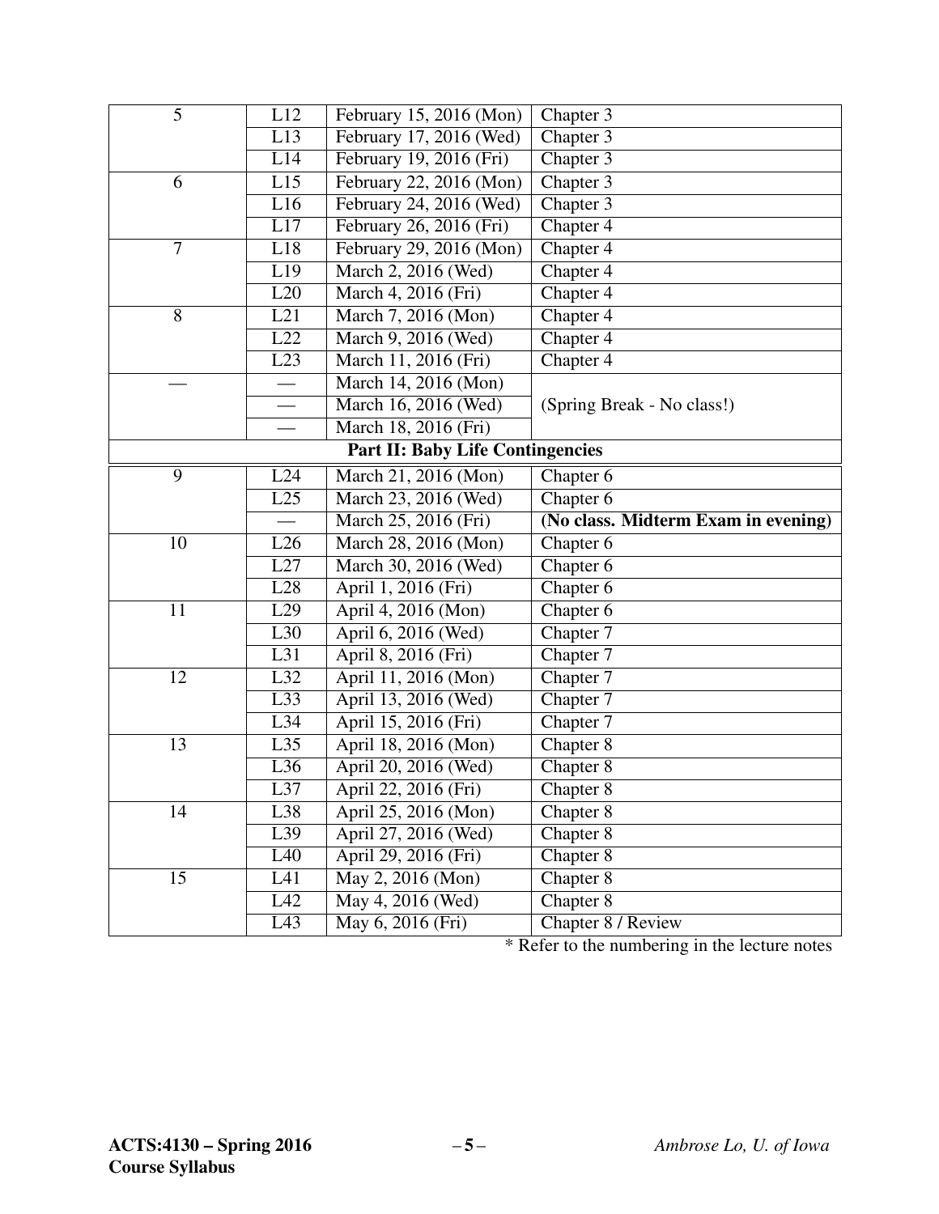| Week | Lecture | Date | Chapter |
|---|---|---|---|
| 5 | L12 | February 15, 2016 (Mon) | Chapter 3 |
| | L13 | February 17, 2016 (Wed) | Chapter 3 |
| | L14 | February 19, 2016 (Fri) | Chapter 3 |
| 6 | L15 | February 22, 2016 (Mon) | Chapter 3 |
| | L16 | February 24, 2016 (Wed) | Chapter 3 |
| | L17 | February 26, 2016 (Fri) | Chapter 4 |
| 7 | L18 | February 29, 2016 (Mon) | Chapter 4 |
| | L19 | March 2, 2016 (Wed) | Chapter 4 |
| | L20 | March 4, 2016 (Fri) | Chapter 4 |
| 8 | L21 | March 7, 2016 (Mon) | Chapter 4 |
| | L22 | March 9, 2016 (Wed) | Chapter 4 |
| | L23 | March 11, 2016 (Fri) | Chapter 4 |
| — | — | March 14, 2016 (Mon) | |
| | — | March 16, 2016 (Wed) | (Spring Break - No class!) |
| | — | March 18, 2016 (Fri) | |
| **Part II: Baby Life Contingencies** | | | |
| 9 | L24 | March 21, 2016 (Mon) | Chapter 6 |
| | L25 | March 23, 2016 (Wed) | Chapter 6 |
| | — | March 25, 2016 (Fri) | **(No class. Midterm Exam in evening)** |
| 10 | L26 | March 28, 2016 (Mon) | Chapter 6 |
| | L27 | March 30, 2016 (Wed) | Chapter 6 |
| | L28 | April 1, 2016 (Fri) | Chapter 6 |
| 11 | L29 | April 4, 2016 (Mon) | Chapter 6 |
| | L30 | April 6, 2016 (Wed) | Chapter 7 |
| | L31 | April 8, 2016 (Fri) | Chapter 7 |
| 12 | L32 | April 11, 2016 (Mon) | Chapter 7 |
| | L33 | April 13, 2016 (Wed) | Chapter 7 |
| | L34 | April 15, 2016 (Fri) | Chapter 7 |
| 13 | L35 | April 18, 2016 (Mon) | Chapter 8 |
| | L36 | April 20, 2016 (Wed) | Chapter 8 |
| | L37 | April 22, 2016 (Fri) | Chapter 8 |
| 14 | L38 | April 25, 2016 (Mon) | Chapter 8 |
| | L39 | April 27, 2016 (Wed) | Chapter 8 |
| | L40 | April 29, 2016 (Fri) | Chapter 8 |
| 15 | L41 | May 2, 2016 (Mon) | Chapter 8 |
| | L42 | May 4, 2016 (Wed) | Chapter 8 |
| | L43 | May 6, 2016 (Fri) | Chapter 8 / Review |

\* Refer to the numbering in the lecture notes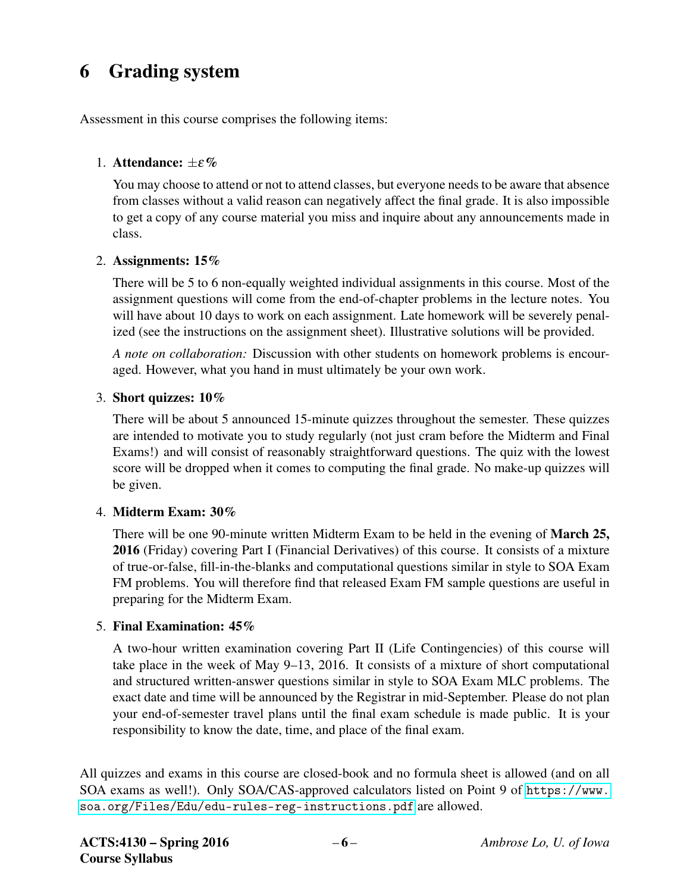# 6 Grading system

Assessment in this course comprises the following items:

1. **Attendance: $\pm\varepsilon$%**

   You may choose to attend or not to attend classes, but everyone needs to be aware that absence from classes without a valid reason can negatively affect the final grade. It is also impossible to get a copy of any course material you miss and inquire about any announcements made in class.

2. **Assignments: 15%**

   There will be 5 to 6 non-equally weighted individual assignments in this course. Most of the assignment questions will come from the end-of-chapter problems in the lecture notes. You will have about 10 days to work on each assignment. Late homework will be severely penalized (see the instructions on the assignment sheet). Illustrative solutions will be provided.

   *A note on collaboration:* Discussion with other students on homework problems is encouraged. However, what you hand in must ultimately be your own work.

3. **Short quizzes: 10%**

   There will be about 5 announced 15-minute quizzes throughout the semester. These quizzes are intended to motivate you to study regularly (not just cram before the Midterm and Final Exams!) and will consist of reasonably straightforward questions. The quiz with the lowest score will be dropped when it comes to computing the final grade. No make-up quizzes will be given.

4. **Midterm Exam: 30%**

   There will be one 90-minute written Midterm Exam to be held in the evening of **March 25, 2016** (Friday) covering Part I (Financial Derivatives) of this course. It consists of a mixture of true-or-false, fill-in-the-blanks and computational questions similar in style to SOA Exam FM problems. You will therefore find that released Exam FM sample questions are useful in preparing for the Midterm Exam.

5. **Final Examination: 45%**

   A two-hour written examination covering Part II (Life Contingencies) of this course will take place in the week of May 9–13, 2016. It consists of a mixture of short computational and structured written-answer questions similar in style to SOA Exam MLC problems. The exact date and time will be announced by the Registrar in mid-September. Please do not plan your end-of-semester travel plans until the final exam schedule is made public. It is your responsibility to know the date, time, and place of the final exam.

All quizzes and exams in this course are closed-book and no formula sheet is allowed (and on all SOA exams as well!). Only SOA/CAS-approved calculators listed on Point 9 of `https://www.soa.org/Files/Edu/edu-rules-reg-instructions.pdf` are allowed.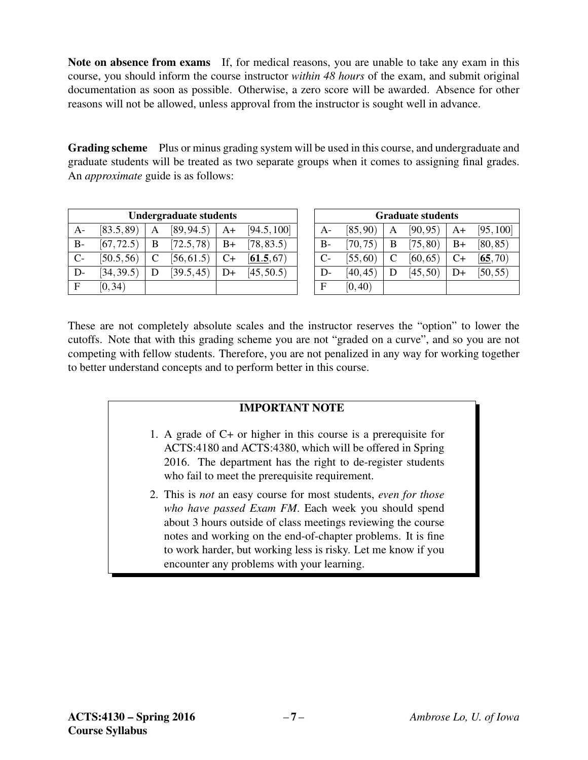**Note on absence from exams** If, for medical reasons, you are unable to take any exam in this course, you should inform the course instructor *within 48 hours* of the exam, and submit original documentation as soon as possible. Otherwise, a zero score will be awarded. Absence for other reasons will not be allowed, unless approval from the instructor is sought well in advance.

**Grading scheme** Plus or minus grading system will be used in this course, and undergraduate and graduate students will be treated as two separate groups when it comes to assigning final grades. An *approximate* guide is as follows:

| **Undergraduate students** | | | | | |
|---|---|---|---|---|---|
| A- | $[83.5, 89)$ | A | $[89, 94.5)$ | A+ | $[94.5, 100]$ |
| B- | $[67, 72.5)$ | B | $[72.5, 78)$ | B+ | $[78, 83.5)$ |
| C- | $[50.5, 56)$ | C | $[56, 61.5)$ | C+ | $[\underline{\mathbf{61}}.\mathbf{5}, 67)$ |
| D- | $[34, 39.5)$ | D | $[39.5, 45)$ | D+ | $[45, 50.5)$ |
| F | $[0, 34)$ | | | | |

| **Graduate students** | | | | | |
|---|---|---|---|---|---|
| A- | $[85, 90)$ | A | $[90, 95)$ | A+ | $[95, 100]$ |
| B- | $[70, 75)$ | B | $[75, 80)$ | B+ | $[80, 85)$ |
| C- | $[55, 60)$ | C | $[60, 65)$ | C+ | $[\underline{\mathbf{65}}, 70)$ |
| D- | $[40, 45)$ | D | $[45, 50)$ | D+ | $[50, 55)$ |
| F | $[0, 40)$ | | | | |

These are not completely absolute scales and the instructor reserves the "option" to lower the cutoffs. Note that with this grading scheme you are not "graded on a curve", and so you are not competing with fellow students. Therefore, you are not penalized in any way for working together to better understand concepts and to perform better in this course.

**IMPORTANT NOTE**

1. A grade of C+ or higher in this course is a prerequisite for ACTS:4180 and ACTS:4380, which will be offered in Spring 2016. The department has the right to de-register students who fail to meet the prerequisite requirement.
2. This is *not* an easy course for most students, *even for those who have passed Exam FM*. Each week you should spend about 3 hours outside of class meetings reviewing the course notes and working on the end-of-chapter problems. It is fine to work harder, but working less is risky. Let me know if you encounter any problems with your learning.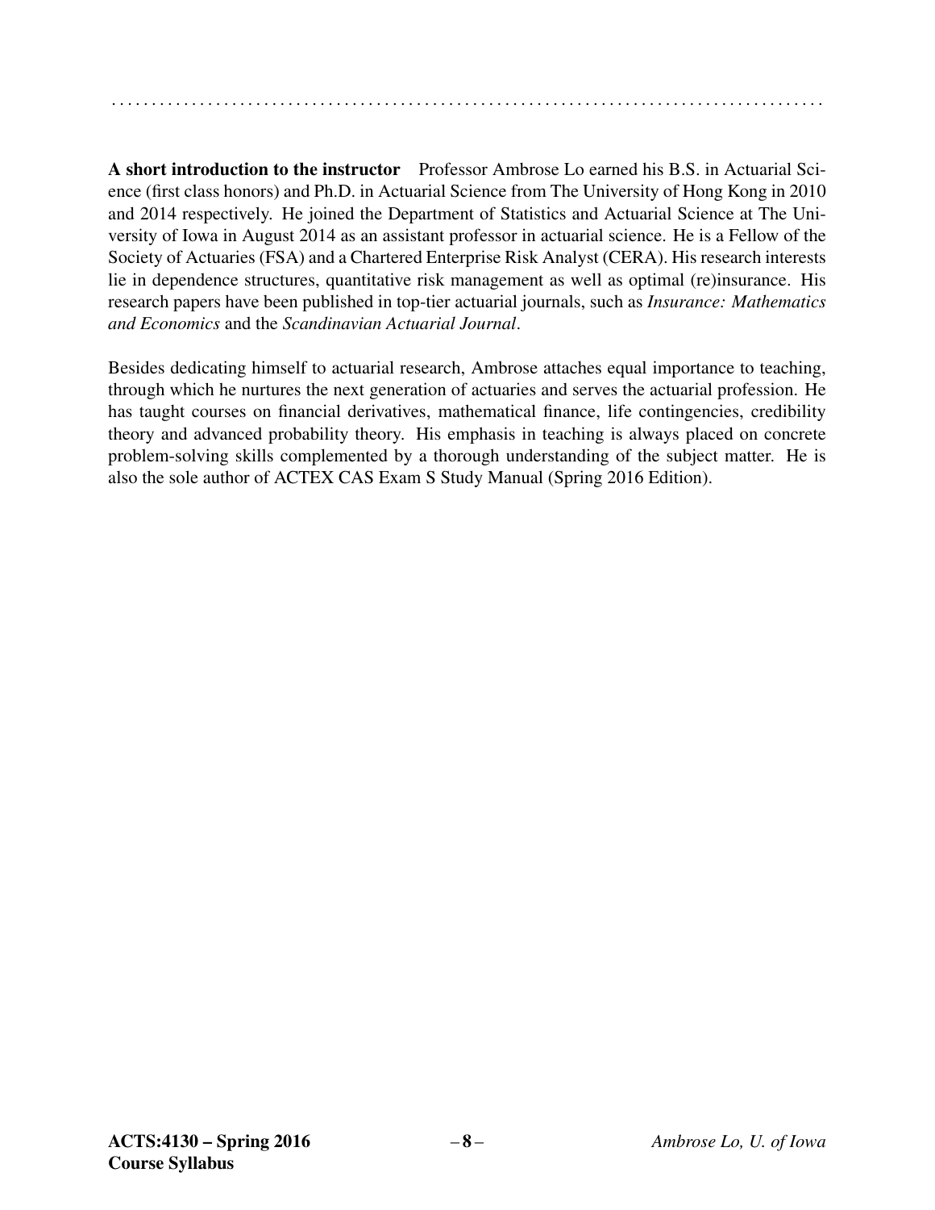**A short introduction to the instructor** Professor Ambrose Lo earned his B.S. in Actuarial Science (first class honors) and Ph.D. in Actuarial Science from The University of Hong Kong in 2010 and 2014 respectively. He joined the Department of Statistics and Actuarial Science at The University of Iowa in August 2014 as an assistant professor in actuarial science. He is a Fellow of the Society of Actuaries (FSA) and a Chartered Enterprise Risk Analyst (CERA). His research interests lie in dependence structures, quantitative risk management as well as optimal (re)insurance. His research papers have been published in top-tier actuarial journals, such as *Insurance: Mathematics and Economics* and the *Scandinavian Actuarial Journal*.

Besides dedicating himself to actuarial research, Ambrose attaches equal importance to teaching, through which he nurtures the next generation of actuaries and serves the actuarial profession. He has taught courses on financial derivatives, mathematical finance, life contingencies, credibility theory and advanced probability theory. His emphasis in teaching is always placed on concrete problem-solving skills complemented by a thorough understanding of the subject matter. He is also the sole author of ACTEX CAS Exam S Study Manual (Spring 2016 Edition).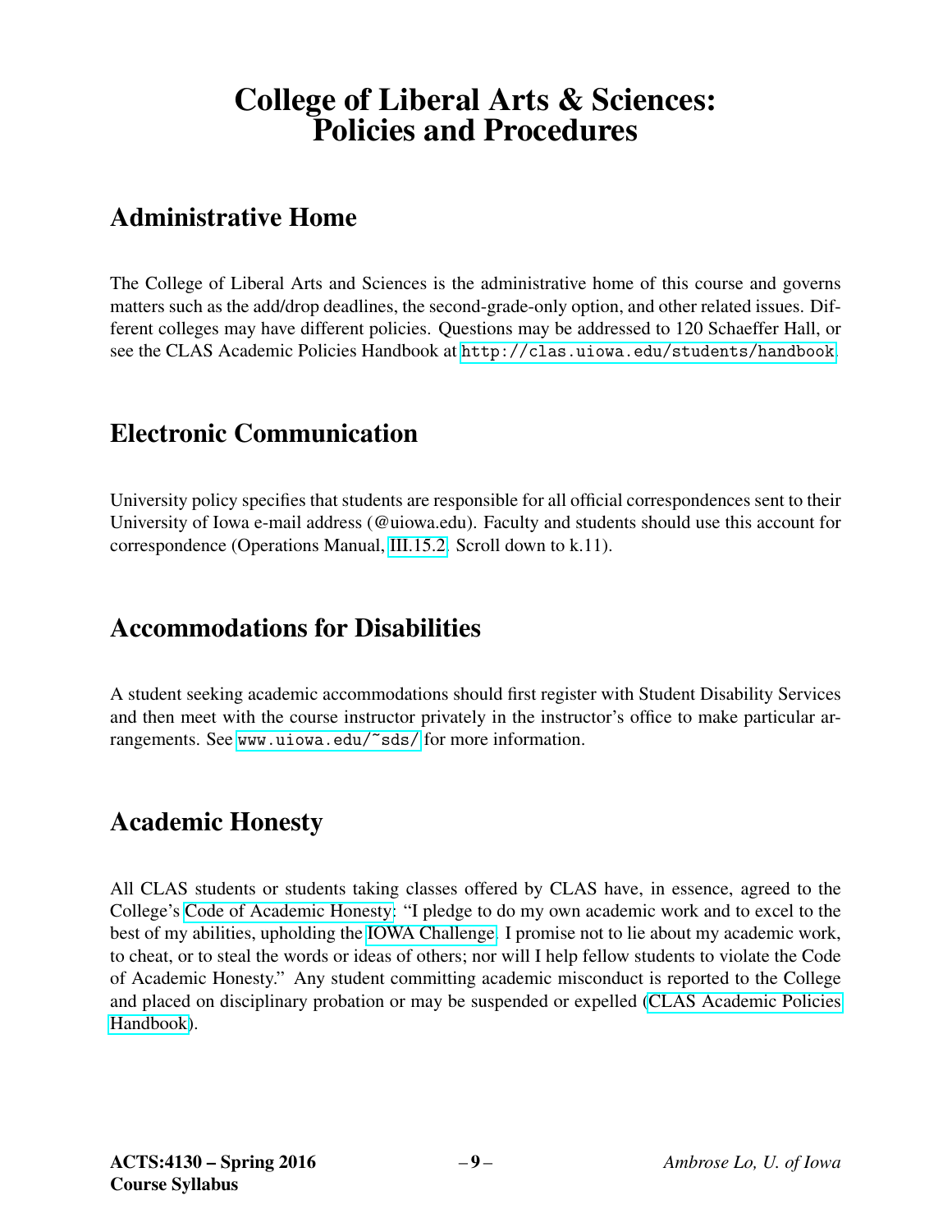# College of Liberal Arts & Sciences: Policies and Procedures

## Administrative Home

The College of Liberal Arts and Sciences is the administrative home of this course and governs matters such as the add/drop deadlines, the second-grade-only option, and other related issues. Different colleges may have different policies. Questions may be addressed to 120 Schaeffer Hall, or see the CLAS Academic Policies Handbook at `http://clas.uiowa.edu/students/handbook`.

## Electronic Communication

University policy specifies that students are responsible for all official correspondences sent to their University of Iowa e-mail address (@uiowa.edu). Faculty and students should use this account for correspondence (Operations Manual, III.15.2. Scroll down to k.11).

## Accommodations for Disabilities

A student seeking academic accommodations should first register with Student Disability Services and then meet with the course instructor privately in the instructor's office to make particular arrangements. See `www.uiowa.edu/~sds/` for more information.

## Academic Honesty

All CLAS students or students taking classes offered by CLAS have, in essence, agreed to the College's Code of Academic Honesty: "I pledge to do my own academic work and to excel to the best of my abilities, upholding the IOWA Challenge. I promise not to lie about my academic work, to cheat, or to steal the words or ideas of others; nor will I help fellow students to violate the Code of Academic Honesty." Any student committing academic misconduct is reported to the College and placed on disciplinary probation or may be suspended or expelled (CLAS Academic Policies Handbook).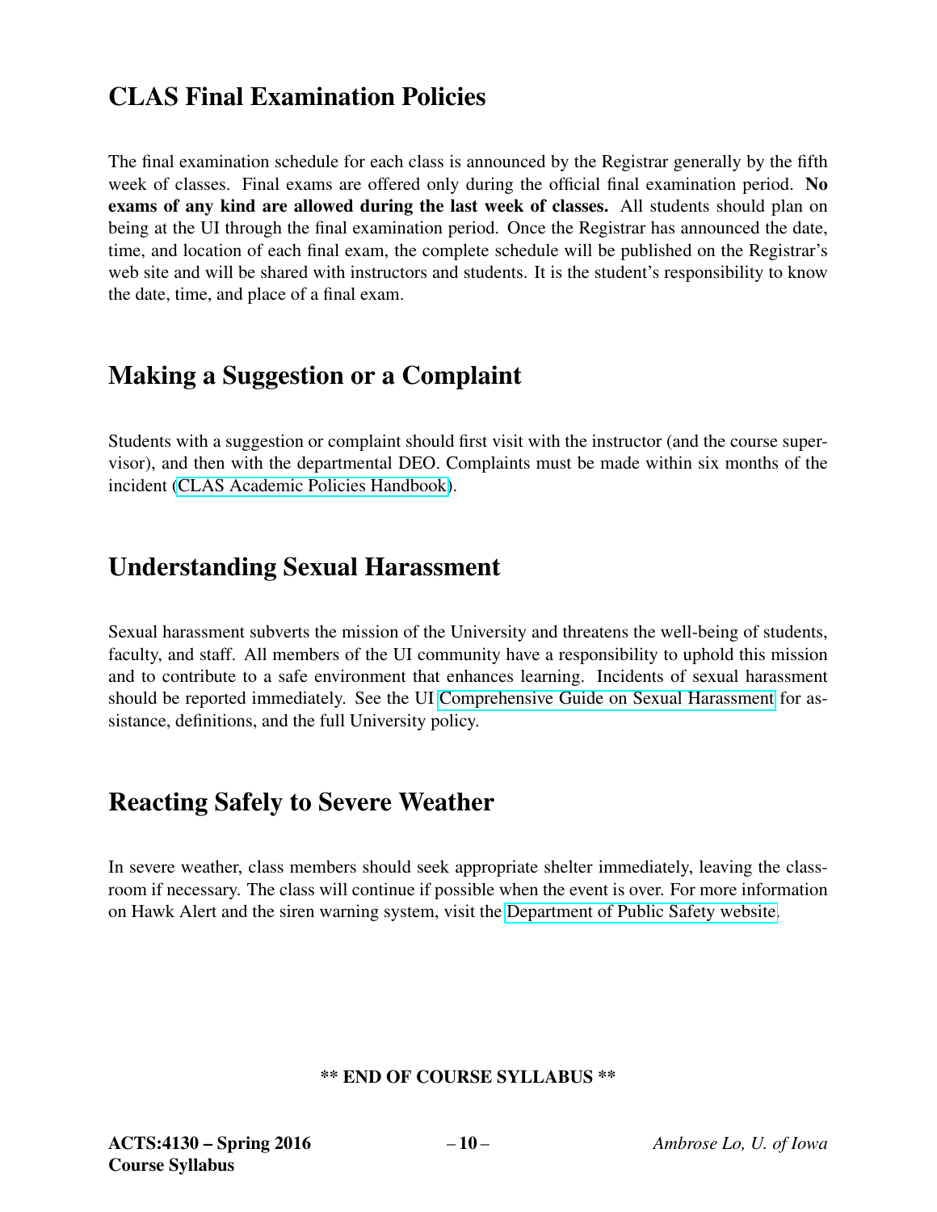## CLAS Final Examination Policies

The final examination schedule for each class is announced by the Registrar generally by the fifth week of classes. Final exams are offered only during the official final examination period. **No exams of any kind are allowed during the last week of classes.** All students should plan on being at the UI through the final examination period. Once the Registrar has announced the date, time, and location of each final exam, the complete schedule will be published on the Registrar's web site and will be shared with instructors and students. It is the student's responsibility to know the date, time, and place of a final exam.

## Making a Suggestion or a Complaint

Students with a suggestion or complaint should first visit with the instructor (and the course supervisor), and then with the departmental DEO. Complaints must be made within six months of the incident (CLAS Academic Policies Handbook).

## Understanding Sexual Harassment

Sexual harassment subverts the mission of the University and threatens the well-being of students, faculty, and staff. All members of the UI community have a responsibility to uphold this mission and to contribute to a safe environment that enhances learning. Incidents of sexual harassment should be reported immediately. See the UI Comprehensive Guide on Sexual Harassment for assistance, definitions, and the full University policy.

## Reacting Safely to Severe Weather

In severe weather, class members should seek appropriate shelter immediately, leaving the classroom if necessary. The class will continue if possible when the event is over. For more information on Hawk Alert and the siren warning system, visit the Department of Public Safety website.

**** END OF COURSE SYLLABUS ****